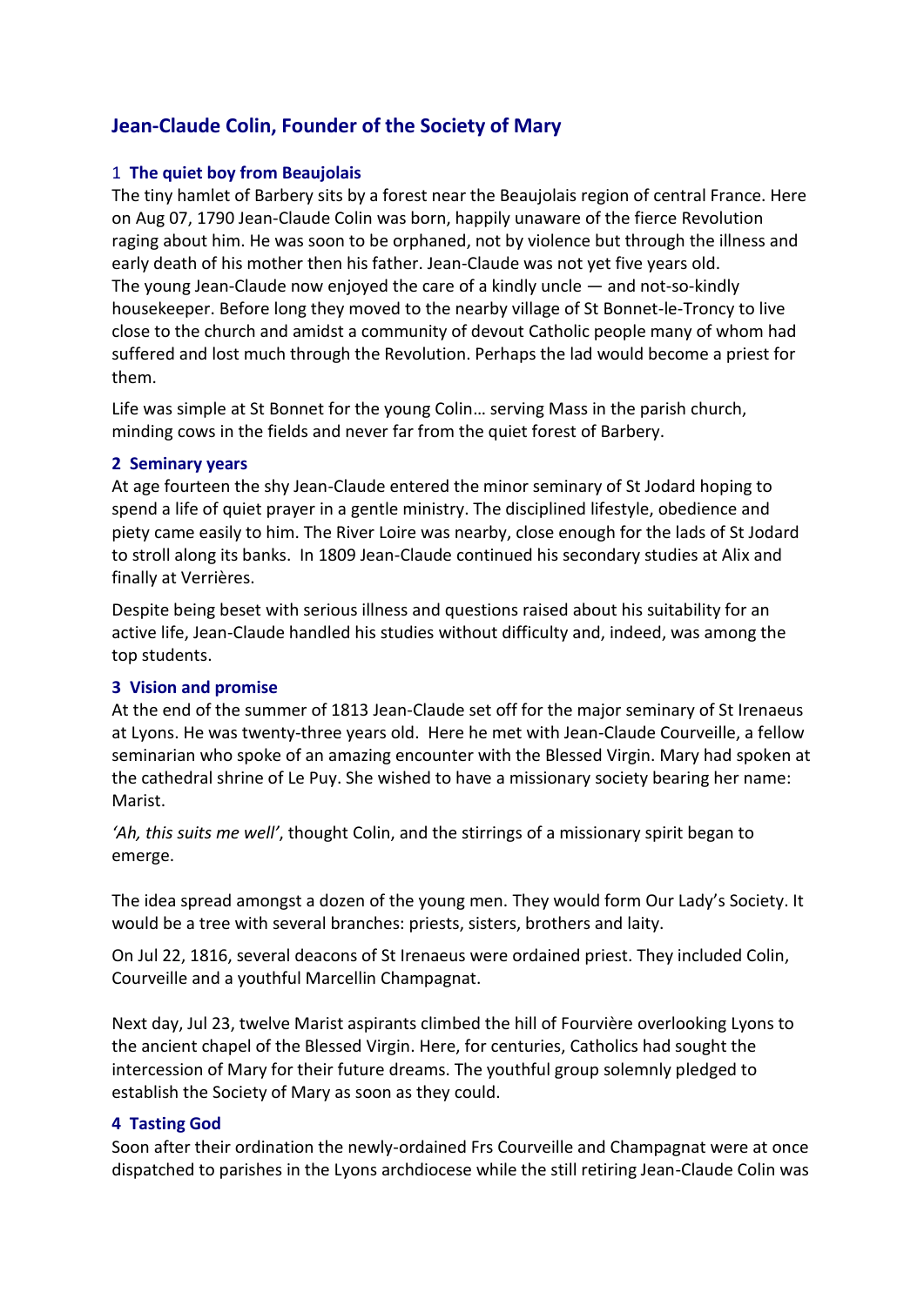# Jean-Claude Colin, Founder of the Society of Mary

## 1 The quiet boy from Beaujolais

The tiny hamlet of Barbery sits by a forest near the Beaujolais region of central France. Here on Aug 07, 1790 Jean-Claude Colin was born, happily unaware of the fierce Revolution raging about him. He was soon to be orphaned, not by violence but through the illness and early death of his mother then his father. Jean-Claude was not yet five years old.
The young Jean-Claude now enjoyed the care of a kindly uncle — and not-so-kindly housekeeper. Before long they moved to the nearby village of St Bonnet-le-Troncy to live close to the church and amidst a community of devout Catholic people many of whom had suffered and lost much through the Revolution. Perhaps the lad would become a priest for them.

Life was simple at St Bonnet for the young Colin… serving Mass in the parish church, minding cows in the fields and never far from the quiet forest of Barbery.

## 2 Seminary years

At age fourteen the shy Jean-Claude entered the minor seminary of St Jodard hoping to spend a life of quiet prayer in a gentle ministry. The disciplined lifestyle, obedience and piety came easily to him. The River Loire was nearby, close enough for the lads of St Jodard to stroll along its banks. In 1809 Jean-Claude continued his secondary studies at Alix and finally at Verrières.

Despite being beset with serious illness and questions raised about his suitability for an active life, Jean-Claude handled his studies without difficulty and, indeed, was among the top students.

## 3 Vision and promise

At the end of the summer of 1813 Jean-Claude set off for the major seminary of St Irenaeus at Lyons. He was twenty-three years old. Here he met with Jean-Claude Courveille, a fellow seminarian who spoke of an amazing encounter with the Blessed Virgin. Mary had spoken at the cathedral shrine of Le Puy. She wished to have a missionary society bearing her name: Marist.

*'Ah, this suits me well'*, thought Colin, and the stirrings of a missionary spirit began to emerge.

The idea spread amongst a dozen of the young men. They would form Our Lady's Society. It would be a tree with several branches: priests, sisters, brothers and laity.

On Jul 22, 1816, several deacons of St Irenaeus were ordained priest. They included Colin, Courveille and a youthful Marcellin Champagnat.

Next day, Jul 23, twelve Marist aspirants climbed the hill of Fourvière overlooking Lyons to the ancient chapel of the Blessed Virgin. Here, for centuries, Catholics had sought the intercession of Mary for their future dreams. The youthful group solemnly pledged to establish the Society of Mary as soon as they could.

## 4 Tasting God

Soon after their ordination the newly-ordained Frs Courveille and Champagnat were at once dispatched to parishes in the Lyons archdiocese while the still retiring Jean-Claude Colin was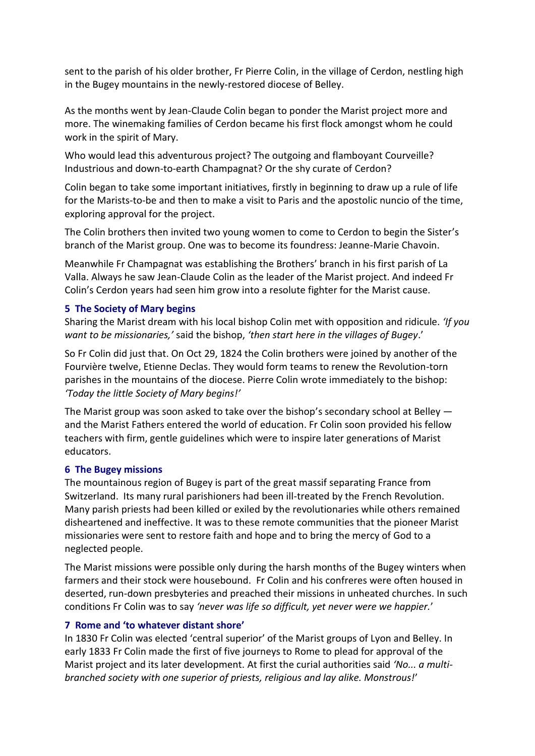sent to the parish of his older brother, Fr Pierre Colin, in the village of Cerdon, nestling high in the Bugey mountains in the newly-restored diocese of Belley.

As the months went by Jean-Claude Colin began to ponder the Marist project more and more. The winemaking families of Cerdon became his first flock amongst whom he could work in the spirit of Mary.

Who would lead this adventurous project? The outgoing and flamboyant Courveille? Industrious and down-to-earth Champagnat? Or the shy curate of Cerdon?

Colin began to take some important initiatives, firstly in beginning to draw up a rule of life for the Marists-to-be and then to make a visit to Paris and the apostolic nuncio of the time, exploring approval for the project.

The Colin brothers then invited two young women to come to Cerdon to begin the Sister's branch of the Marist group. One was to become its foundress: Jeanne-Marie Chavoin.

Meanwhile Fr Champagnat was establishing the Brothers' branch in his first parish of La Valla. Always he saw Jean-Claude Colin as the leader of the Marist project. And indeed Fr Colin's Cerdon years had seen him grow into a resolute fighter for the Marist cause.

### 5 The Society of Mary begins

Sharing the Marist dream with his local bishop Colin met with opposition and ridicule. *'If you want to be missionaries,'* said the bishop, *'then start here in the villages of Bugey*.'

So Fr Colin did just that. On Oct 29, 1824 the Colin brothers were joined by another of the Fourvière twelve, Etienne Declas. They would form teams to renew the Revolution-torn parishes in the mountains of the diocese. Pierre Colin wrote immediately to the bishop: *'Today the little Society of Mary begins!'*

The Marist group was soon asked to take over the bishop's secondary school at Belley — and the Marist Fathers entered the world of education. Fr Colin soon provided his fellow teachers with firm, gentle guidelines which were to inspire later generations of Marist educators.

### 6 The Bugey missions

The mountainous region of Bugey is part of the great massif separating France from Switzerland. Its many rural parishioners had been ill-treated by the French Revolution. Many parish priests had been killed or exiled by the revolutionaries while others remained disheartened and ineffective. It was to these remote communities that the pioneer Marist missionaries were sent to restore faith and hope and to bring the mercy of God to a neglected people.

The Marist missions were possible only during the harsh months of the Bugey winters when farmers and their stock were housebound. Fr Colin and his confreres were often housed in deserted, run-down presbyteries and preached their missions in unheated churches. In such conditions Fr Colin was to say *'never was life so difficult, yet never were we happier.*'

### 7 Rome and 'to whatever distant shore'

In 1830 Fr Colin was elected 'central superior' of the Marist groups of Lyon and Belley. In early 1833 Fr Colin made the first of five journeys to Rome to plead for approval of the Marist project and its later development. At first the curial authorities said *'No... a multi-branched society with one superior of priests, religious and lay alike. Monstrous!*'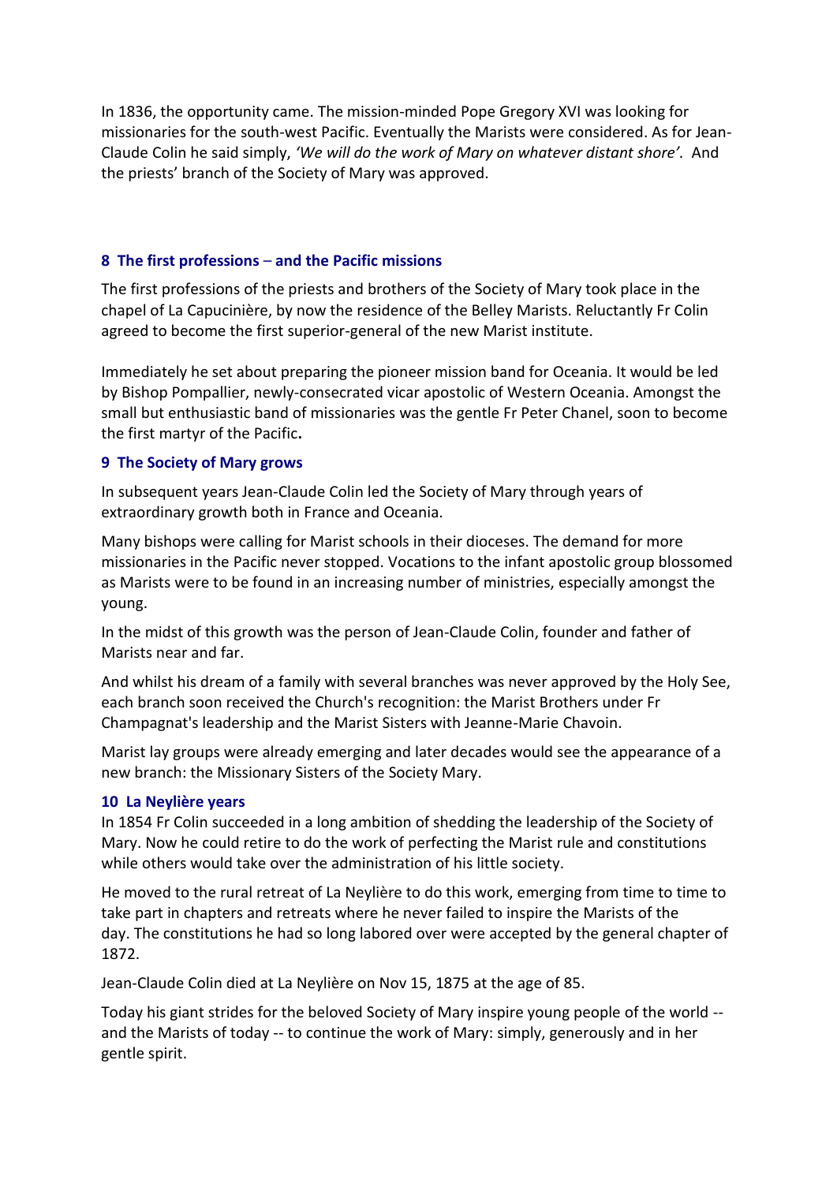In 1836, the opportunity came. The mission-minded Pope Gregory XVI was looking for missionaries for the south-west Pacific. Eventually the Marists were considered. As for Jean-Claude Colin he said simply, *'We will do the work of Mary on whatever distant shore'.* And the priests' branch of the Society of Mary was approved.

### 8 The first professions – and the Pacific missions

The first professions of the priests and brothers of the Society of Mary took place in the chapel of La Capucinière, by now the residence of the Belley Marists. Reluctantly Fr Colin agreed to become the first superior-general of the new Marist institute.

Immediately he set about preparing the pioneer mission band for Oceania. It would be led by Bishop Pompallier, newly-consecrated vicar apostolic of Western Oceania. Amongst the small but enthusiastic band of missionaries was the gentle Fr Peter Chanel, soon to become the first martyr of the Pacific**.**

### 9 The Society of Mary grows

In subsequent years Jean-Claude Colin led the Society of Mary through years of extraordinary growth both in France and Oceania.

Many bishops were calling for Marist schools in their dioceses. The demand for more missionaries in the Pacific never stopped. Vocations to the infant apostolic group blossomed as Marists were to be found in an increasing number of ministries, especially amongst the young.

In the midst of this growth was the person of Jean-Claude Colin, founder and father of Marists near and far.

And whilst his dream of a family with several branches was never approved by the Holy See, each branch soon received the Church's recognition: the Marist Brothers under Fr Champagnat's leadership and the Marist Sisters with Jeanne-Marie Chavoin.

Marist lay groups were already emerging and later decades would see the appearance of a new branch: the Missionary Sisters of the Society Mary.

### 10 La Neylière years

In 1854 Fr Colin succeeded in a long ambition of shedding the leadership of the Society of Mary. Now he could retire to do the work of perfecting the Marist rule and constitutions while others would take over the administration of his little society.

He moved to the rural retreat of La Neylière to do this work, emerging from time to time to take part in chapters and retreats where he never failed to inspire the Marists of the day. The constitutions he had so long labored over were accepted by the general chapter of 1872.

Jean-Claude Colin died at La Neylière on Nov 15, 1875 at the age of 85.

Today his giant strides for the beloved Society of Mary inspire young people of the world -- and the Marists of today -- to continue the work of Mary: simply, generously and in her gentle spirit.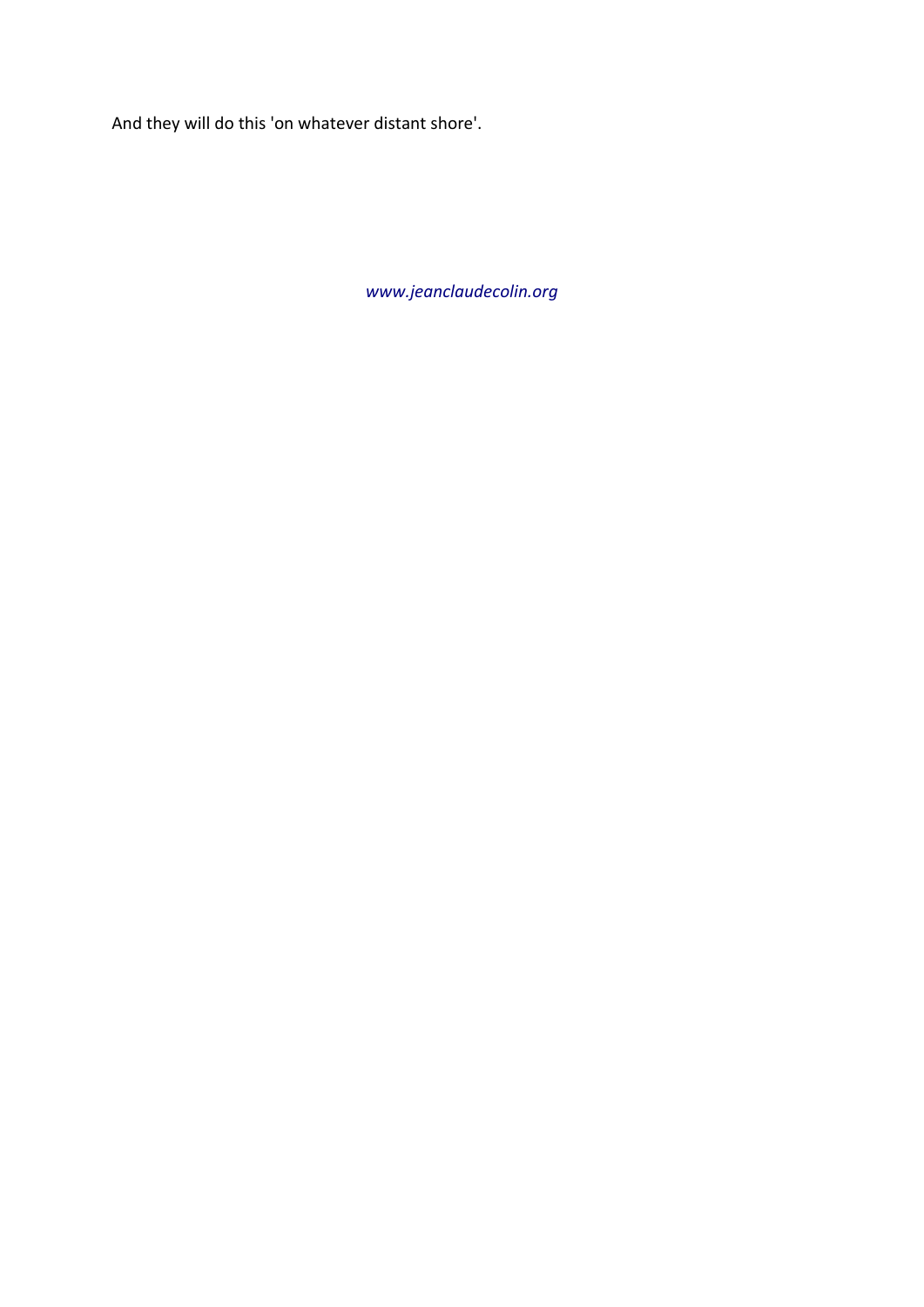And they will do this 'on whatever distant shore'.

*www.jeanclaudecolin.org*